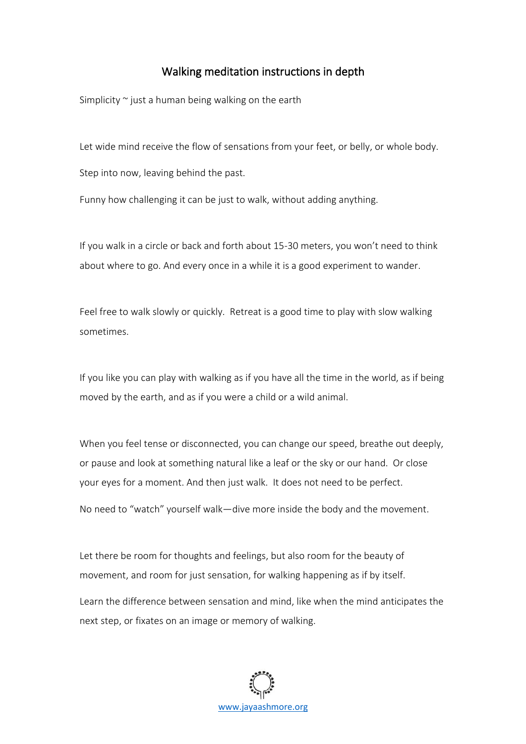# Walking meditation instructions in depth

Simplicity ~ just a human being walking on the earth

Let wide mind receive the flow of sensations from your feet, or belly, or whole body.

Step into now, leaving behind the past.

Funny how challenging it can be just to walk, without adding anything.

If you walk in a circle or back and forth about 15-30 meters, you won't need to think about where to go. And every once in a while it is a good experiment to wander.

Feel free to walk slowly or quickly. Retreat is a good time to play with slow walking sometimes.

If you like you can play with walking as if you have all the time in the world, as if being moved by the earth, and as if you were a child or a wild animal.

When you feel tense or disconnected, you can change our speed, breathe out deeply, or pause and look at something natural like a leaf or the sky or our hand. Or close your eyes for a moment. And then just walk. It does not need to be perfect.

No need to "watch" yourself walk—dive more inside the body and the movement.

Let there be room for thoughts and feelings, but also room for the beauty of movement, and room for just sensation, for walking happening as if by itself.

Learn the difference between sensation and mind, like when the mind anticipates the next step, or fixates on an image or memory of walking.

www.jayaashmore.org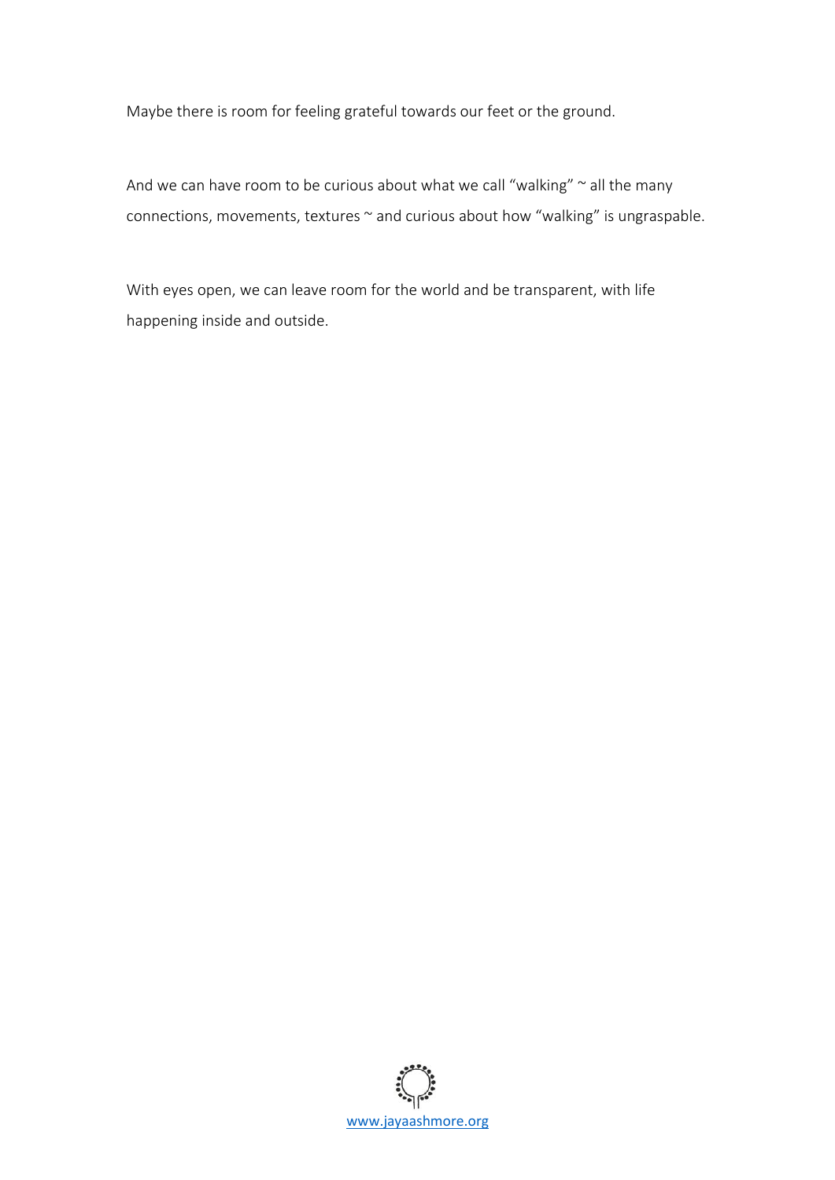Maybe there is room for feeling grateful towards our feet or the ground.

And we can have room to be curious about what we call "walking" ~ all the many connections, movements, textures ~ and curious about how "walking" is ungraspable.

With eyes open, we can leave room for the world and be transparent, with life happening inside and outside.